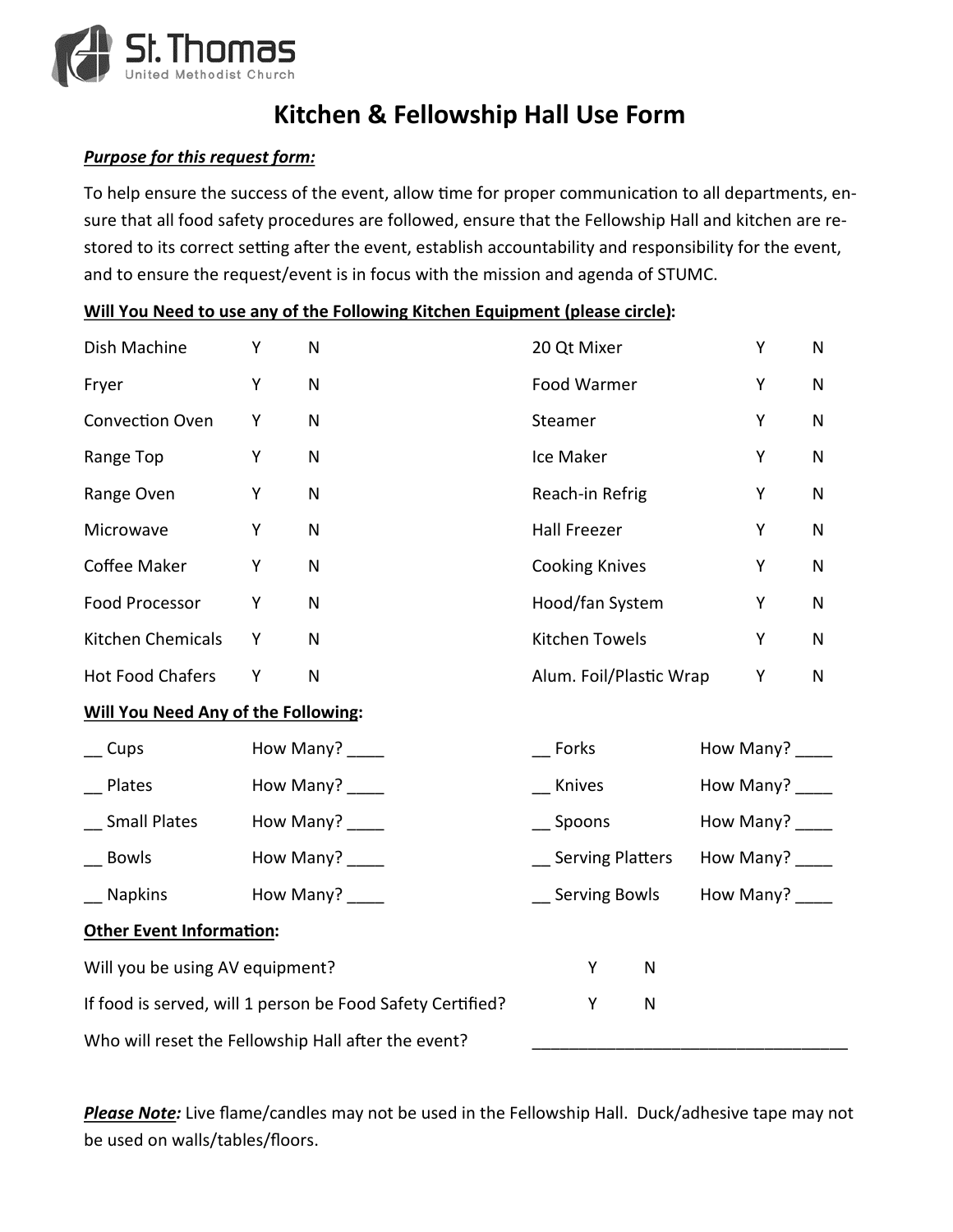St. Thomas
United Methodist Church

# Kitchen & Fellowship Hall Use Form

***Purpose for this request form:***

To help ensure the success of the event, allow time for proper communication to all departments, ensure that all food safety procedures are followed, ensure that the Fellowship Hall and kitchen are restored to its correct setting after the event, establish accountability and responsibility for the event, and to ensure the request/event is in focus with the mission and agenda of STUMC.

**Will You Need to use any of the Following Kitchen Equipment (please circle):**

| | | | | | |
|---|---|---|---|---|---|
| Dish Machine | Y | N | 20 Qt Mixer | Y | N |
| Fryer | Y | N | Food Warmer | Y | N |
| Convection Oven | Y | N | Steamer | Y | N |
| Range Top | Y | N | Ice Maker | Y | N |
| Range Oven | Y | N | Reach-in Refrig | Y | N |
| Microwave | Y | N | Hall Freezer | Y | N |
| Coffee Maker | Y | N | Cooking Knives | Y | N |
| Food Processor | Y | N | Hood/fan System | Y | N |
| Kitchen Chemicals | Y | N | Kitchen Towels | Y | N |
| Hot Food Chafers | Y | N | Alum. Foil/Plastic Wrap | Y | N |

**Will You Need Any of the Following:**

| | | | |
|---|---|---|---|
| __ Cups | How Many? ____ | __ Forks | How Many? ____ |
| __ Plates | How Many? ____ | __ Knives | How Many? ____ |
| __ Small Plates | How Many? ____ | __ Spoons | How Many? ____ |
| __ Bowls | How Many? ____ | __ Serving Platters | How Many? ____ |
| __ Napkins | How Many? ____ | __ Serving Bowls | How Many? ____ |

**Other Event Information:**

| | | |
|---|---|---|
| Will you be using AV equipment? | Y | N |
| If food is served, will 1 person be Food Safety Certified? | Y | N |

Who will reset the Fellowship Hall after the event? ___________________________________

***Please Note:*** Live flame/candles may not be used in the Fellowship Hall. Duck/adhesive tape may not be used on walls/tables/floors.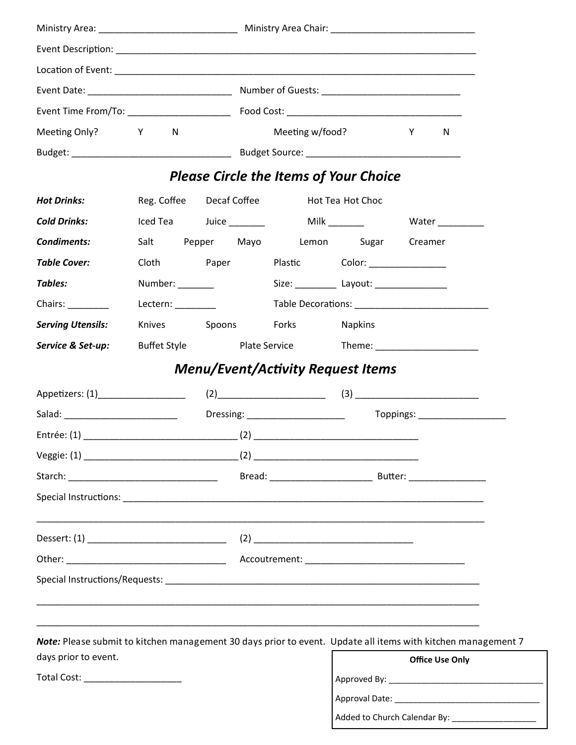Ministry Area: ___________________________ Ministry Area Chair: ____________________________

Event Description: __________________________________________________________________________

Location of Event: __________________________________________________________________________

Event Date: ____________________________ Number of Guests: ___________________________

Event Time From/To: ____________________ Food Cost: ___________________________________

Meeting Only? Y N Meeting w/food? Y N

Budget: _______________________________ Budget Source: ______________________________

## *Please Circle the Items of Your Choice*

***Hot Drinks:*** Reg. Coffee Decaf Coffee Hot Tea Hot Choc

***Cold Drinks:*** Iced Tea Juice _______ Milk _______ Water _________

***Condiments:*** Salt Pepper Mayo Lemon Sugar Creamer

***Table Cover:*** Cloth Paper Plastic Color: _______________

***Tables:*** Number: _______ Size: ________ Layout: ______________

Chairs: ________ Lectern: ________ Table Decorations: ___________________________

***Serving Utensils:*** Knives Spoons Forks Napkins

***Service & Set-up:*** Buffet Style Plate Service Theme: ____________________

## *Menu/Event/Activity Request Items*

Appetizers: (1)_________________ (2)_____________________ (3) _________________________

Salad: ______________________ Dressing: ___________________ Toppings: _________________

Entrée: (1) _______________________________ (2) _________________________________

Veggie: (1) _______________________________ (2) _________________________________

Starch: ______________________________ Bread: ____________________ Butter: _______________

Special Instructions: _______________________________________________________________________

_____________________________________________________________________________________

Dessert: (1) ____________________________ (2) ________________________________

Other: _______________________________ Accoutrement: ________________________________

Special Instructions/Requests: ________________________________________________________________

_____________________________________________________________________________________

_____________________________________________________________________________________

***Note:*** Please submit to kitchen management 30 days prior to event. Update all items with kitchen management 7 days prior to event.

Total Cost: ___________________

**Office Use Only**

Approved By: _________________________________

Approval Date: _______________________________

Added to Church Calendar By: __________________